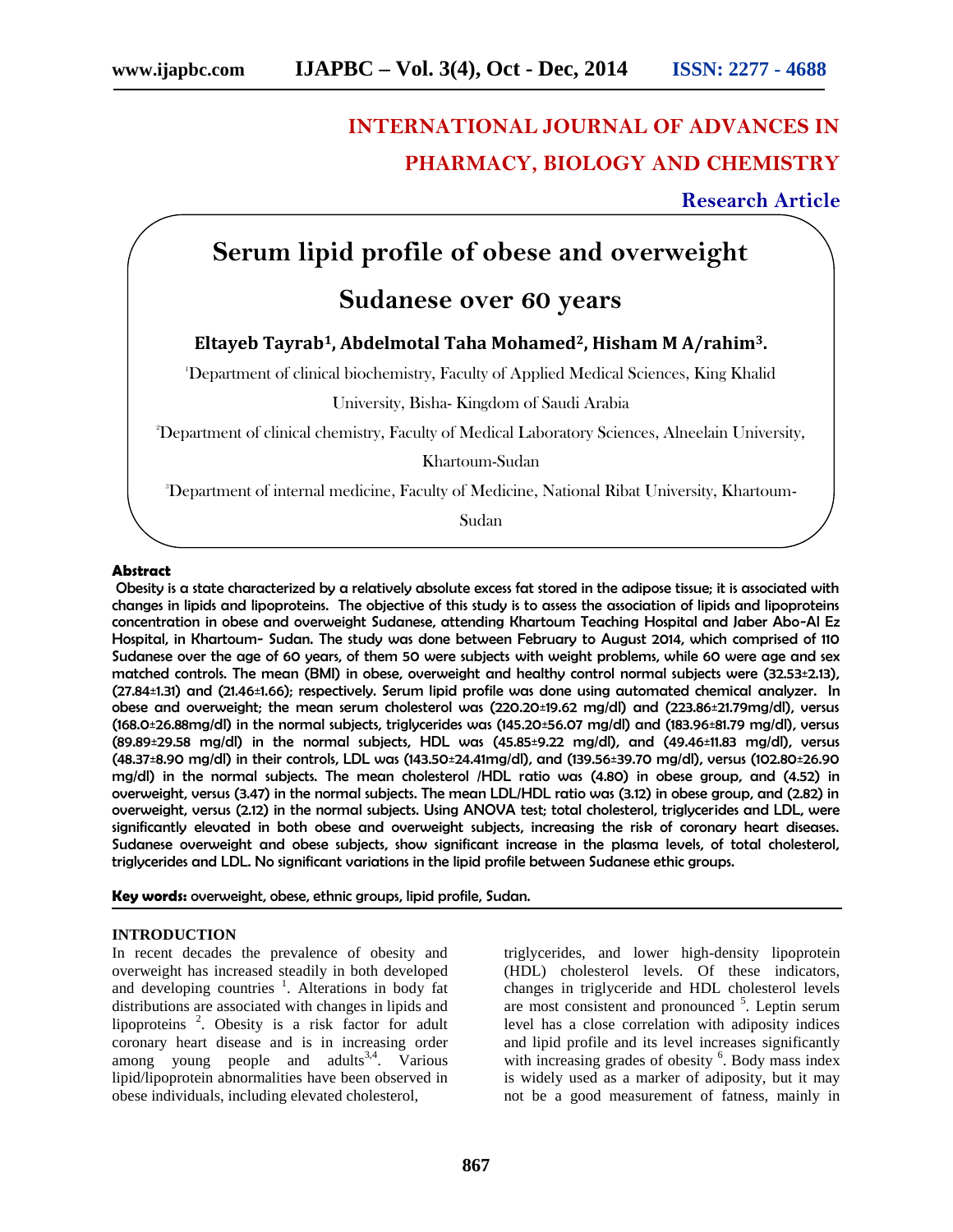# INTERNATIONAL JOURNAL OF ADVANCES IN PHARMACY, BIOLOGY AND CHEMISTRY

**Research Article**

# Serum lipid profile of obese and overweight Sudanese over 60 years

**Eltayeb Tayrab[1], Abdelmotal Taha Mohamed[2], Hisham M A/rahim[3].**

[1]Department of clinical biochemistry, Faculty of Applied Medical Sciences, King Khalid University, Bisha- Kingdom of Saudi Arabia

[2]Department of clinical chemistry, Faculty of Medical Laboratory Sciences, Alneelain University, Khartoum-Sudan

[3]Department of internal medicine, Faculty of Medicine, National Ribat University, Khartoum-Sudan

**Abstract**

Obesity is a state characterized by a relatively absolute excess fat stored in the adipose tissue; it is associated with changes in lipids and lipoproteins. The objective of this study is to assess the association of lipids and lipoproteins concentration in obese and overweight Sudanese, attending Khartoum Teaching Hospital and Jaber Abo-Al Ez Hospital, in Khartoum- Sudan. The study was done between February to August 2014, which comprised of 110 Sudanese over the age of 60 years, of them 50 were subjects with weight problems, while 60 were age and sex matched controls. The mean (BMI) in obese, overweight and healthy control normal subjects were (32.53±2.13), (27.84±1.31) and (21.46±1.66); respectively. Serum lipid profile was done using automated chemical analyzer. In obese and overweight; the mean serum cholesterol was (220.20±19.62 mg/dl) and (223.86±21.79mg/dl), versus (168.0±26.88mg/dl) in the normal subjects, triglycerides was (145.20±56.07 mg/dl) and (183.96±81.79 mg/dl), versus (89.89±29.58 mg/dl) in the normal subjects, HDL was (45.85±9.22 mg/dl), and (49.46±11.83 mg/dl), versus (48.37±8.90 mg/dl) in their controls, LDL was (143.50±24.41mg/dl), and (139.56±39.70 mg/dl), versus (102.80±26.90 mg/dl) in the normal subjects. The mean cholesterol /HDL ratio was (4.80) in obese group, and (4.52) in overweight, versus (3.47) in the normal subjects. The mean LDL/HDL ratio was (3.12) in obese group, and (2.82) in overweight, versus (2.12) in the normal subjects. Using ANOVA test; total cholesterol, triglycerides and LDL, were significantly elevated in both obese and overweight subjects, increasing the risk of coronary heart diseases. Sudanese overweight and obese subjects, show significant increase in the plasma levels, of total cholesterol, triglycerides and LDL. No significant variations in the lipid profile between Sudanese ethic groups.

**Key words:** overweight, obese, ethnic groups, lipid profile, Sudan.

## INTRODUCTION

In recent decades the prevalence of obesity and overweight has increased steadily in both developed and developing countries [1]. Alterations in body fat distributions are associated with changes in lipids and lipoproteins [2]. Obesity is a risk factor for adult coronary heart disease and is in increasing order among young people and adults[3,4]. Various lipid/lipoprotein abnormalities have been observed in obese individuals, including elevated cholesterol, triglycerides, and lower high-density lipoprotein (HDL) cholesterol levels. Of these indicators, changes in triglyceride and HDL cholesterol levels are most consistent and pronounced [5]. Leptin serum level has a close correlation with adiposity indices and lipid profile and its level increases significantly with increasing grades of obesity [6]. Body mass index is widely used as a marker of adiposity, but it may not be a good measurement of fatness, mainly in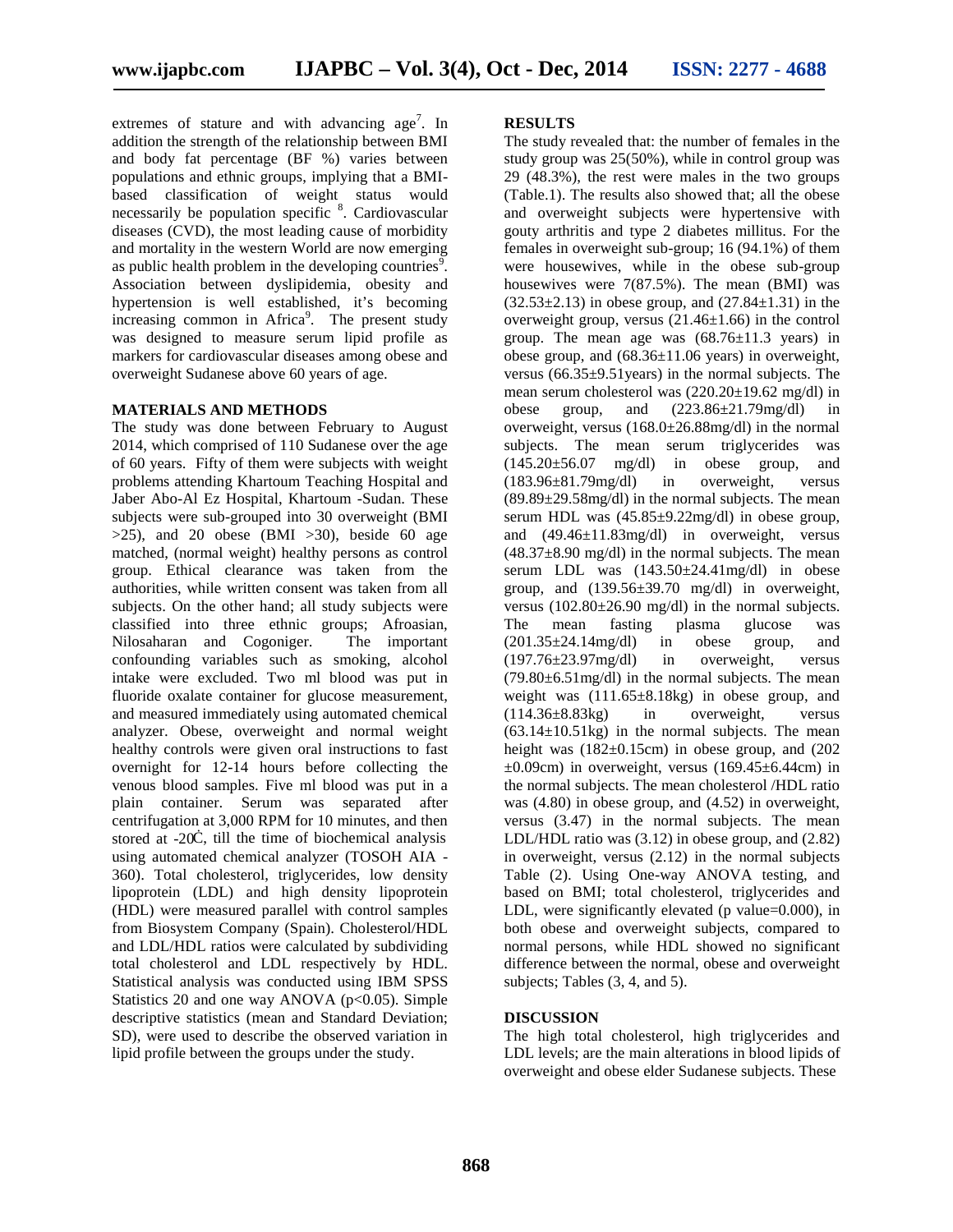extremes of stature and with advancing age[7]. In addition the strength of the relationship between BMI and body fat percentage (BF %) varies between populations and ethnic groups, implying that a BMI-based classification of weight status would necessarily be population specific [8]. Cardiovascular diseases (CVD), the most leading cause of morbidity and mortality in the western World are now emerging as public health problem in the developing countries[9]. Association between dyslipidemia, obesity and hypertension is well established, it's becoming increasing common in Africa[9]. The present study was designed to measure serum lipid profile as markers for cardiovascular diseases among obese and overweight Sudanese above 60 years of age.

## MATERIALS AND METHODS

The study was done between February to August 2014, which comprised of 110 Sudanese over the age of 60 years. Fifty of them were subjects with weight problems attending Khartoum Teaching Hospital and Jaber Abo-Al Ez Hospital, Khartoum -Sudan. These subjects were sub-grouped into 30 overweight (BMI >25), and 20 obese (BMI >30), beside 60 age matched, (normal weight) healthy persons as control group. Ethical clearance was taken from the authorities, while written consent was taken from all subjects. On the other hand; all study subjects were classified into three ethnic groups; Afroasian, Nilosaharan and Cogoniger. The important confounding variables such as smoking, alcohol intake were excluded. Two ml blood was put in fluoride oxalate container for glucose measurement, and measured immediately using automated chemical analyzer. Obese, overweight and normal weight healthy controls were given oral instructions to fast overnight for 12-14 hours before collecting the venous blood samples. Five ml blood was put in a plain container. Serum was separated after centrifugation at 3,000 RPM for 10 minutes, and then stored at -20Ċ, till the time of biochemical analysis using automated chemical analyzer (TOSOH AIA - 360). Total cholesterol, triglycerides, low density lipoprotein (LDL) and high density lipoprotein (HDL) were measured parallel with control samples from Biosystem Company (Spain). Cholesterol/HDL and LDL/HDL ratios were calculated by subdividing total cholesterol and LDL respectively by HDL. Statistical analysis was conducted using IBM SPSS Statistics 20 and one way ANOVA ($p<0.05$). Simple descriptive statistics (mean and Standard Deviation; SD), were used to describe the observed variation in lipid profile between the groups under the study.

## RESULTS

The study revealed that: the number of females in the study group was 25(50%), while in control group was 29 (48.3%), the rest were males in the two groups (Table.1). The results also showed that; all the obese and overweight subjects were hypertensive with gouty arthritis and type 2 diabetes millitus. For the females in overweight sub-group; 16 (94.1%) of them were housewives, while in the obese sub-group housewives were 7(87.5%). The mean (BMI) was (32.53±2.13) in obese group, and (27.84±1.31) in the overweight group, versus (21.46±1.66) in the control group. The mean age was (68.76±11.3 years) in obese group, and (68.36±11.06 years) in overweight, versus (66.35±9.51years) in the normal subjects. The mean serum cholesterol was (220.20±19.62 mg/dl) in obese group, and (223.86±21.79mg/dl) in overweight, versus (168.0±26.88mg/dl) in the normal subjects. The mean serum triglycerides was (145.20±56.07 mg/dl) in obese group, and (183.96±81.79mg/dl) in overweight, versus (89.89±29.58mg/dl) in the normal subjects. The mean serum HDL was (45.85±9.22mg/dl) in obese group, and (49.46±11.83mg/dl) in overweight, versus (48.37±8.90 mg/dl) in the normal subjects. The mean serum LDL was (143.50±24.41mg/dl) in obese group, and (139.56±39.70 mg/dl) in overweight, versus (102.80±26.90 mg/dl) in the normal subjects. The mean fasting plasma glucose was (201.35±24.14mg/dl) in obese group, and (197.76±23.97mg/dl) in overweight, versus (79.80±6.51mg/dl) in the normal subjects. The mean weight was (111.65±8.18kg) in obese group, and (114.36±8.83kg) in overweight, versus (63.14±10.51kg) in the normal subjects. The mean height was (182±0.15cm) in obese group, and (202 ±0.09cm) in overweight, versus (169.45±6.44cm) in the normal subjects. The mean cholesterol /HDL ratio was (4.80) in obese group, and (4.52) in overweight, versus (3.47) in the normal subjects. The mean LDL/HDL ratio was (3.12) in obese group, and (2.82) in overweight, versus (2.12) in the normal subjects Table (2). Using One-way ANOVA testing, and based on BMI; total cholesterol, triglycerides and LDL, were significantly elevated (p value=0.000), in both obese and overweight subjects, compared to normal persons, while HDL showed no significant difference between the normal, obese and overweight subjects; Tables (3, 4, and 5).

## DISCUSSION

The high total cholesterol, high triglycerides and LDL levels; are the main alterations in blood lipids of overweight and obese elder Sudanese subjects. These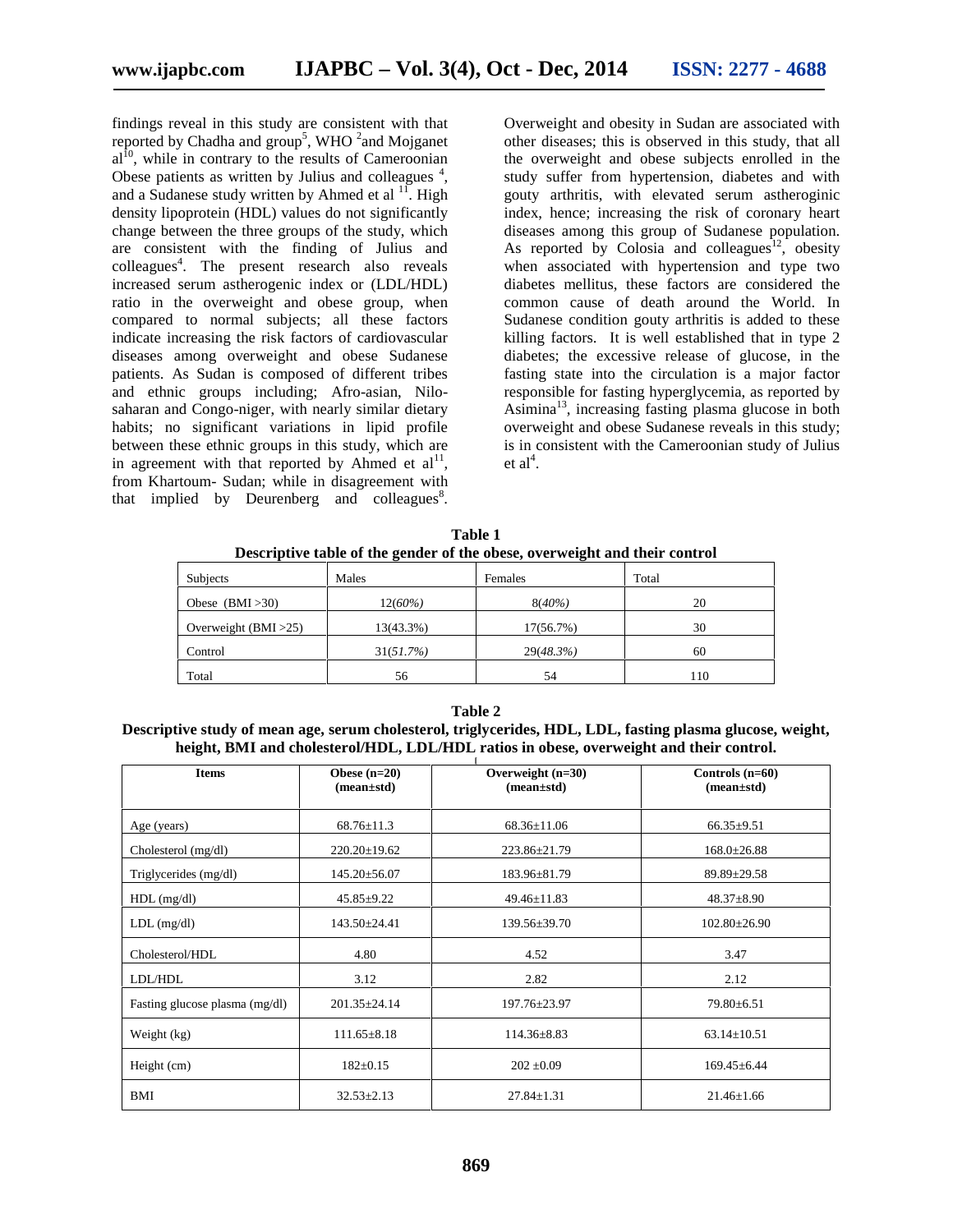findings reveal in this study are consistent with that reported by Chadha and group[5], WHO [2]and Mojganet al[10], while in contrary to the results of Cameroonian Obese patients as written by Julius and colleagues [4], and a Sudanese study written by Ahmed et al [11]. High density lipoprotein (HDL) values do not significantly change between the three groups of the study, which are consistent with the finding of Julius and colleagues[4]. The present research also reveals increased serum astherogenic index or (LDL/HDL) ratio in the overweight and obese group, when compared to normal subjects; all these factors indicate increasing the risk factors of cardiovascular diseases among overweight and obese Sudanese patients. As Sudan is composed of different tribes and ethnic groups including; Afro-asian, Nilo-saharan and Congo-niger, with nearly similar dietary habits; no significant variations in lipid profile between these ethnic groups in this study, which are in agreement with that reported by Ahmed et al[11], from Khartoum- Sudan; while in disagreement with that implied by Deurenberg and colleagues[8].

Overweight and obesity in Sudan are associated with other diseases; this is observed in this study, that all the overweight and obese subjects enrolled in the study suffer from hypertension, diabetes and with gouty arthritis, with elevated serum astheroginic index, hence; increasing the risk of coronary heart diseases among this group of Sudanese population. As reported by Colosia and colleagues[12], obesity when associated with hypertension and type two diabetes mellitus, these factors are considered the common cause of death around the World. In Sudanese condition gouty arthritis is added to these killing factors. It is well established that in type 2 diabetes; the excessive release of glucose, in the fasting state into the circulation is a major factor responsible for fasting hyperglycemia, as reported by Asimina[13], increasing fasting plasma glucose in both overweight and obese Sudanese reveals in this study; is in consistent with the Cameroonian study of Julius et al[4].

**Table 1**
**Descriptive table of the gender of the obese, overweight and their control**

| Subjects | Males | Females | Total |
|---|---|---|---|
| Obese (BMI >30) | 12*(60%)* | 8*(40%)* | 20 |
| Overweight (BMI >25) | 13(43.3%) | 17(56.7%) | 30 |
| Control | 31*(51.7%)* | 29*(48.3%)* | 60 |
| Total | 56 | 54 | 110 |

**Table 2**
**Descriptive study of mean age, serum cholesterol, triglycerides, HDL, LDL, fasting plasma glucose, weight, height, BMI and cholesterol/HDL, LDL/HDL ratios in obese, overweight and their control.**

| Items | Obese (n=20) (mean±std) | Overweight (n=30) (mean±std) | Controls (n=60) (mean±std) |
|---|---|---|---|
| Age (years) | 68.76±11.3 | 68.36±11.06 | 66.35±9.51 |
| Cholesterol (mg/dl) | 220.20±19.62 | 223.86±21.79 | 168.0±26.88 |
| Triglycerides (mg/dl) | 145.20±56.07 | 183.96±81.79 | 89.89±29.58 |
| HDL (mg/dl) | 45.85±9.22 | 49.46±11.83 | 48.37±8.90 |
| LDL (mg/dl) | 143.50±24.41 | 139.56±39.70 | 102.80±26.90 |
| Cholesterol/HDL | 4.80 | 4.52 | 3.47 |
| LDL/HDL | 3.12 | 2.82 | 2.12 |
| Fasting glucose plasma (mg/dl) | 201.35±24.14 | 197.76±23.97 | 79.80±6.51 |
| Weight (kg) | 111.65±8.18 | 114.36±8.83 | 63.14±10.51 |
| Height (cm) | 182±0.15 | 202 ±0.09 | 169.45±6.44 |
| BMI | 32.53±2.13 | 27.84±1.31 | 21.46±1.66 |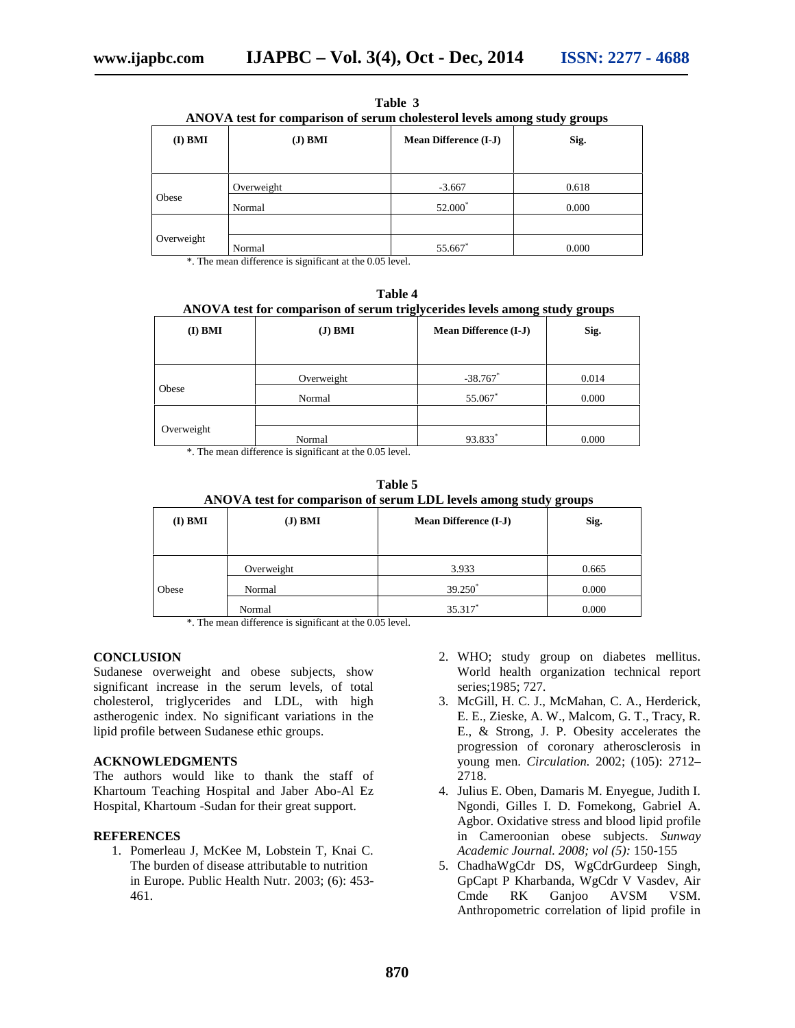**Table 3**
**ANOVA test for comparison of serum cholesterol levels among study groups**

| (I) BMI | (J) BMI | Mean Difference (I-J) | Sig. |
|---|---|---|---|
| Obese | Overweight | -3.667 | 0.618 |
| | Normal | 52.000* | 0.000 |
| Overweight | | | |
| | Normal | 55.667* | 0.000 |

*. The mean difference is significant at the 0.05 level.

**Table 4**
**ANOVA test for comparison of serum triglycerides levels among study groups**

| (I) BMI | (J) BMI | Mean Difference (I-J) | Sig. |
|---|---|---|---|
| Obese | Overweight | -38.767* | 0.014 |
| | Normal | 55.067* | 0.000 |
| Overweight | | | |
| | Normal | 93.833* | 0.000 |

*. The mean difference is significant at the 0.05 level.

**Table 5**
**ANOVA test for comparison of serum LDL levels among study groups**

| (I) BMI | (J) BMI | Mean Difference (I-J) | Sig. |
|---|---|---|---|
| Obese | Overweight | 3.933 | 0.665 |
| | Normal | 39.250* | 0.000 |
| | Normal | 35.317* | 0.000 |

*. The mean difference is significant at the 0.05 level.

### CONCLUSION

Sudanese overweight and obese subjects, show significant increase in the serum levels, of total cholesterol, triglycerides and LDL, with high astherogenic index. No significant variations in the lipid profile between Sudanese ethic groups.

### ACKNOWLEDGMENTS

The authors would like to thank the staff of Khartoum Teaching Hospital and Jaber Abo-Al Ez Hospital, Khartoum -Sudan for their great support.

### REFERENCES

1. Pomerleau J, McKee M, Lobstein T, Knai C. The burden of disease attributable to nutrition in Europe. Public Health Nutr. 2003; (6): 453-461.
2. WHO; study group on diabetes mellitus. World health organization technical report series;1985; 727.
3. McGill, H. C. J., McMahan, C. A., Herderick, E. E., Zieske, A. W., Malcom, G. T., Tracy, R. E., & Strong, J. P. Obesity accelerates the progression of coronary atherosclerosis in young men. *Circulation.* 2002; (105): 2712–2718.
4. Julius E. Oben, Damaris M. Enyegue, Judith I. Ngondi, Gilles I. D. Fomekong, Gabriel A. Agbor. Oxidative stress and blood lipid profile in Cameroonian obese subjects. *Sunway Academic Journal. 2008; vol (5):* 150-155
5. ChadhaWgCdr DS, WgCdrGurdeep Singh, GpCapt P Kharbanda, WgCdr V Vasdev, Air Cmde RK Ganjoo AVSM VSM. Anthropometric correlation of lipid profile in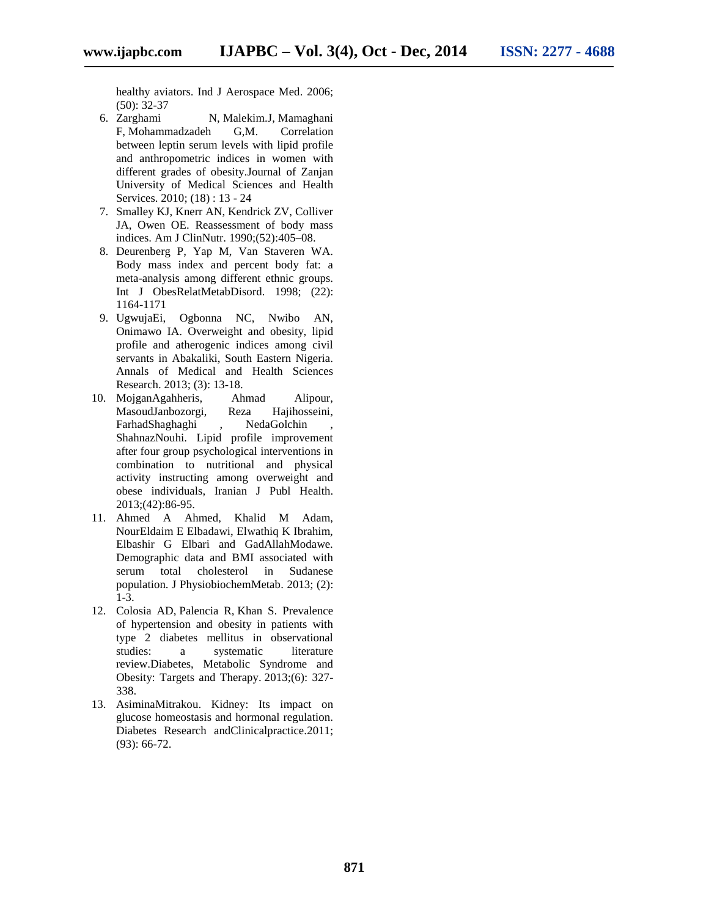healthy aviators. Ind J Aerospace Med. 2006; (50): 32-37

6. Zarghami N, Malekim.J, Mamaghani F, Mohammadzadeh G,M. Correlation between leptin serum levels with lipid profile and anthropometric indices in women with different grades of obesity.Journal of Zanjan University of Medical Sciences and Health Services. 2010; (18) : 13 - 24
7. Smalley KJ, Knerr AN, Kendrick ZV, Colliver JA, Owen OE. Reassessment of body mass indices. Am J ClinNutr. 1990;(52):405–08.
8. Deurenberg P, Yap M, Van Staveren WA. Body mass index and percent body fat: a meta-analysis among different ethnic groups. Int J ObesRelatMetabDisord. 1998; (22): 1164-1171
9. UgwujaEi, Ogbonna NC, Nwibo AN, Onimawo IA. Overweight and obesity, lipid profile and atherogenic indices among civil servants in Abakaliki, South Eastern Nigeria. Annals of Medical and Health Sciences Research. 2013; (3): 13-18.
10. MojganAgahheris, Ahmad Alipour, MasoudJanbozorgi, Reza Hajihosseini, FarhadShaghaghi , NedaGolchin , ShahnazNouhi. Lipid profile improvement after four group psychological interventions in combination to nutritional and physical activity instructing among overweight and obese individuals, Iranian J Publ Health. 2013;(42):86-95.
11. Ahmed A Ahmed, Khalid M Adam, NourEldaim E Elbadawi, Elwathiq K Ibrahim, Elbashir G Elbari and GadAllahModawe. Demographic data and BMI associated with serum total cholesterol in Sudanese population. J PhysiobiochemMetab. 2013; (2): 1-3.
12. Colosia AD, Palencia R, Khan S. Prevalence of hypertension and obesity in patients with type 2 diabetes mellitus in observational studies: a systematic literature review.Diabetes, Metabolic Syndrome and Obesity: Targets and Therapy. 2013;(6): 327-338.
13. AsiminaMitrakou. Kidney: Its impact on glucose homeostasis and hormonal regulation. Diabetes Research andClinicalpractice.2011; (93): 66-72.